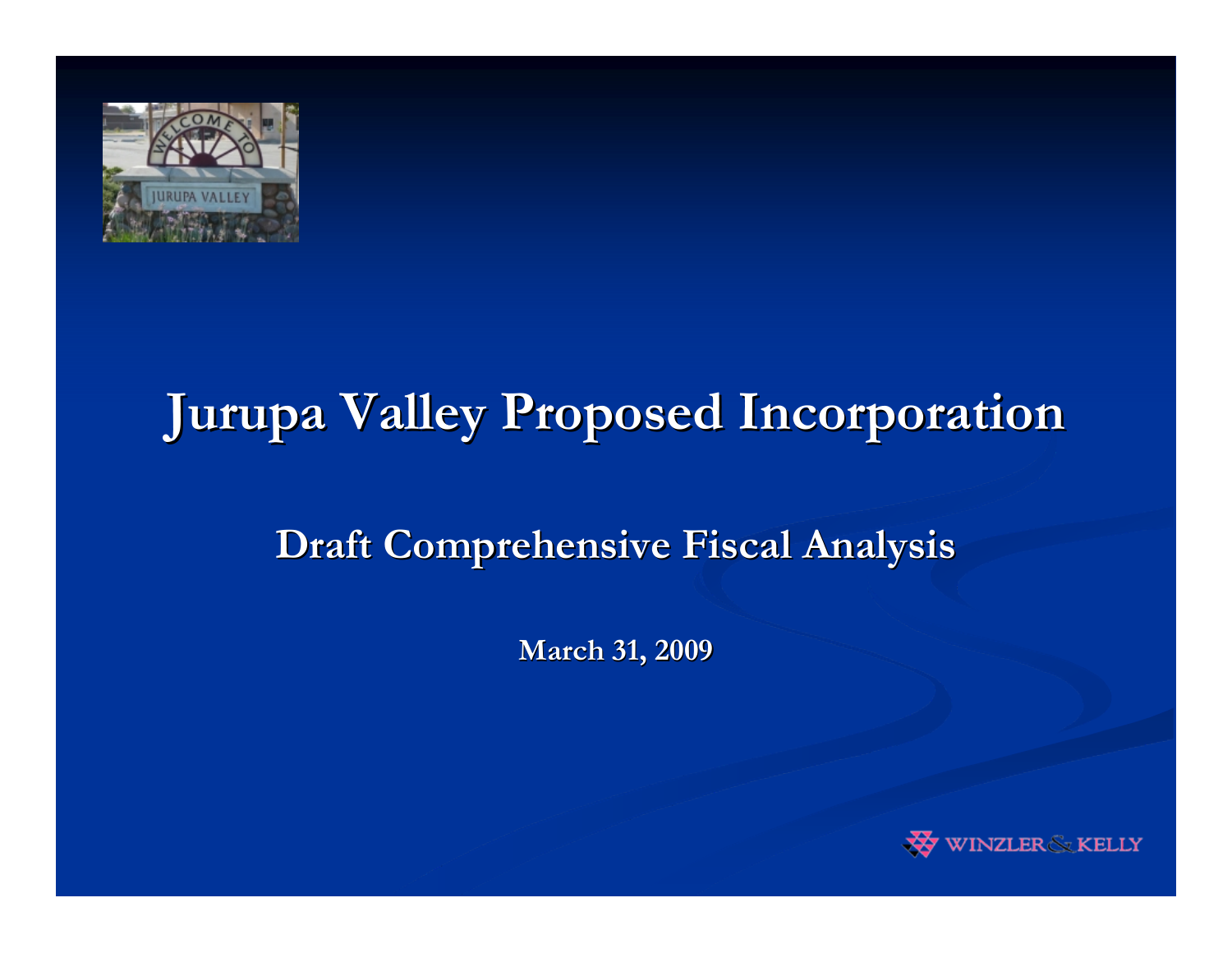# Jurupa Valley Proposed Incorporation

## Draft Comprehensive Fiscal Analysis

**March 31, 2009**

WINZLER & KELLY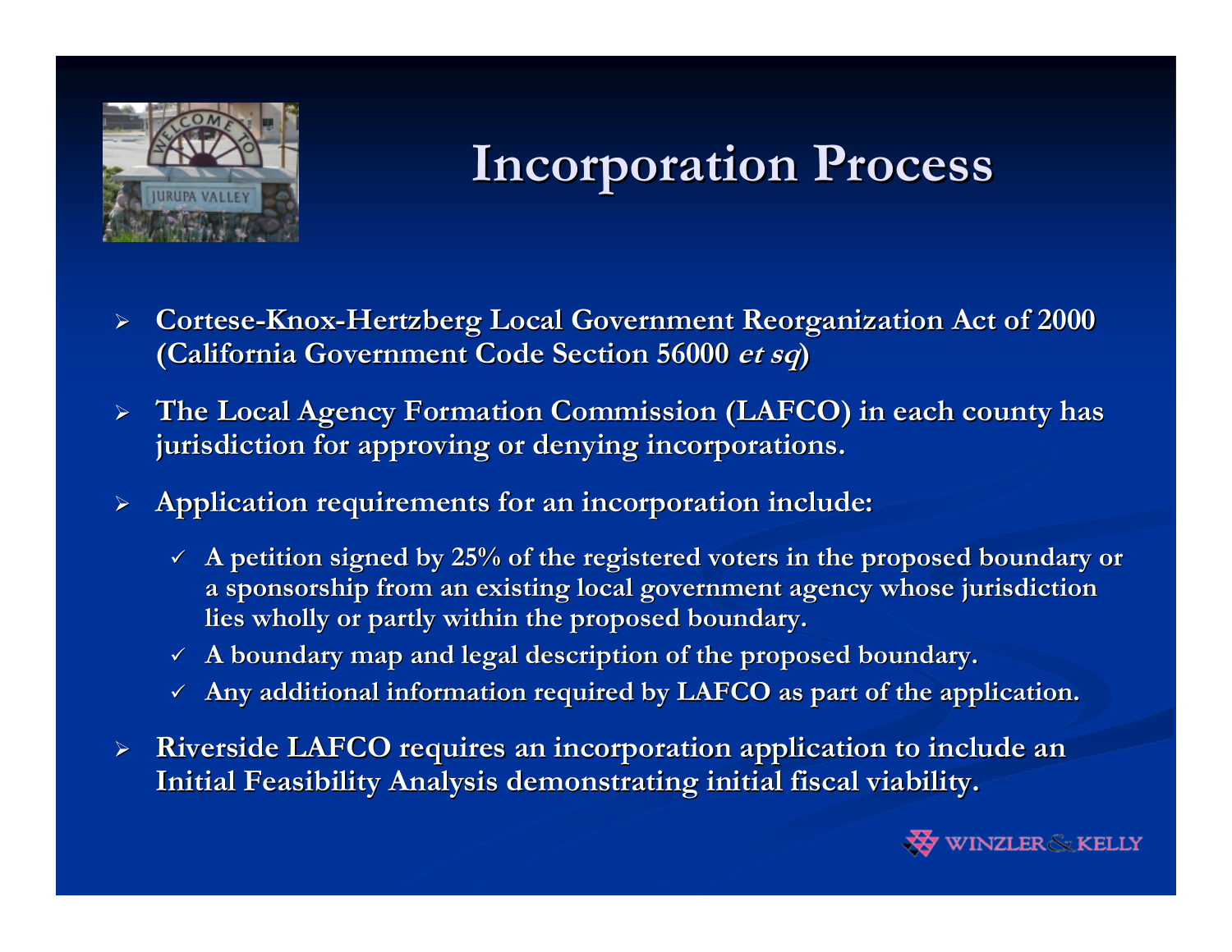# Incorporation Process

- **Cortese-Knox-Hertzberg Local Government Reorganization Act of 2000 (California Government Code Section 56000 *et sq*)**
- **The Local Agency Formation Commission (LAFCO) in each county has jurisdiction for approving or denying incorporations.**
- **Application requirements for an incorporation include:**
  - **A petition signed by 25% of the registered voters in the proposed boundary or a sponsorship from an existing local government agency whose jurisdiction lies wholly or partly within the proposed boundary.**
  - **A boundary map and legal description of the proposed boundary.**
  - **Any additional information required by LAFCO as part of the application.**
- **Riverside LAFCO requires an incorporation application to include an Initial Feasibility Analysis demonstrating initial fiscal viability.**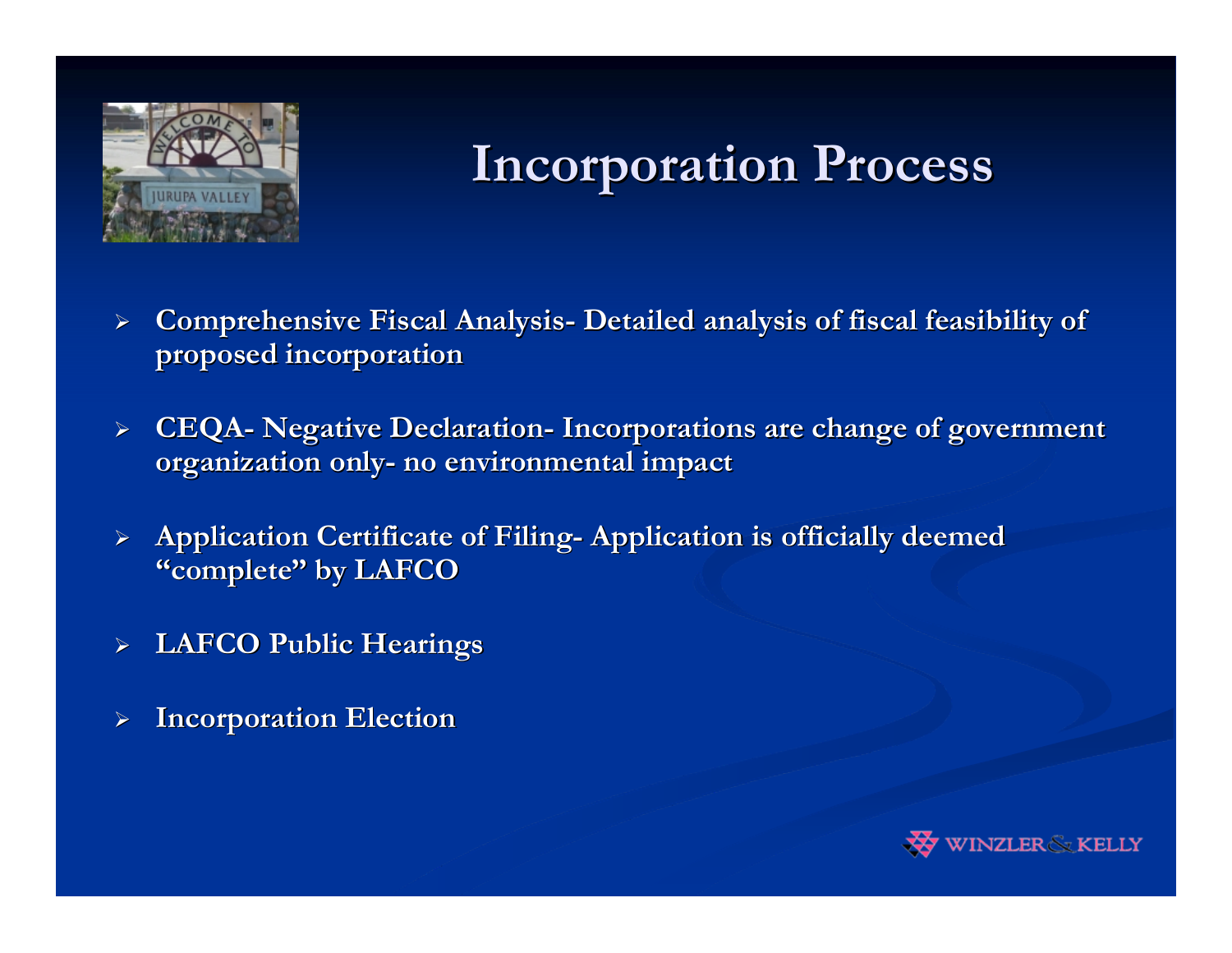# Incorporation Process

- **Comprehensive Fiscal Analysis- Detailed analysis of fiscal feasibility of proposed incorporation**
- **CEQA- Negative Declaration- Incorporations are change of government organization only- no environmental impact**
- **Application Certificate of Filing- Application is officially deemed "complete" by LAFCO**
- **LAFCO Public Hearings**
- **Incorporation Election**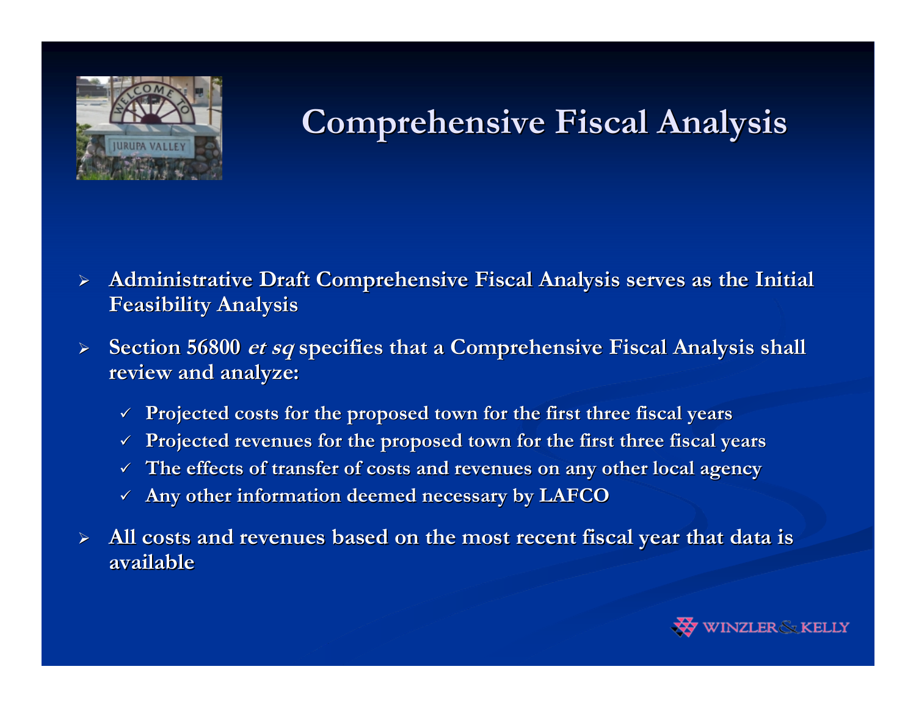# Comprehensive Fiscal Analysis

- **Administrative Draft Comprehensive Fiscal Analysis serves as the Initial Feasibility Analysis**
- **Section 56800 *et sq* specifies that a Comprehensive Fiscal Analysis shall review and analyze:**
  - ✓ **Projected costs for the proposed town for the first three fiscal years**
  - ✓ **Projected revenues for the proposed town for the first three fiscal years**
  - ✓ **The effects of transfer of costs and revenues on any other local agency**
  - ✓ **Any other information deemed necessary by LAFCO**
- **All costs and revenues based on the most recent fiscal year that data is available**

WINZLER & KELLY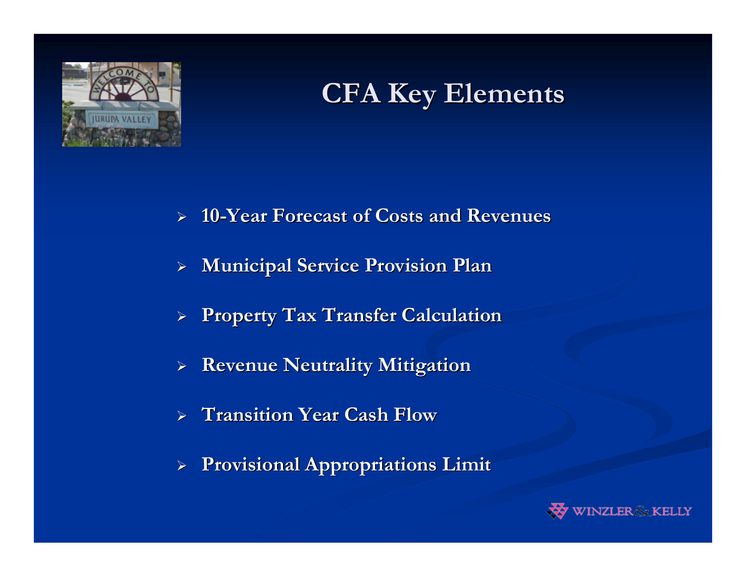# CFA Key Elements

- 10-Year Forecast of Costs and Revenues
- Municipal Service Provision Plan
- Property Tax Transfer Calculation
- Revenue Neutrality Mitigation
- Transition Year Cash Flow
- Provisional Appropriations Limit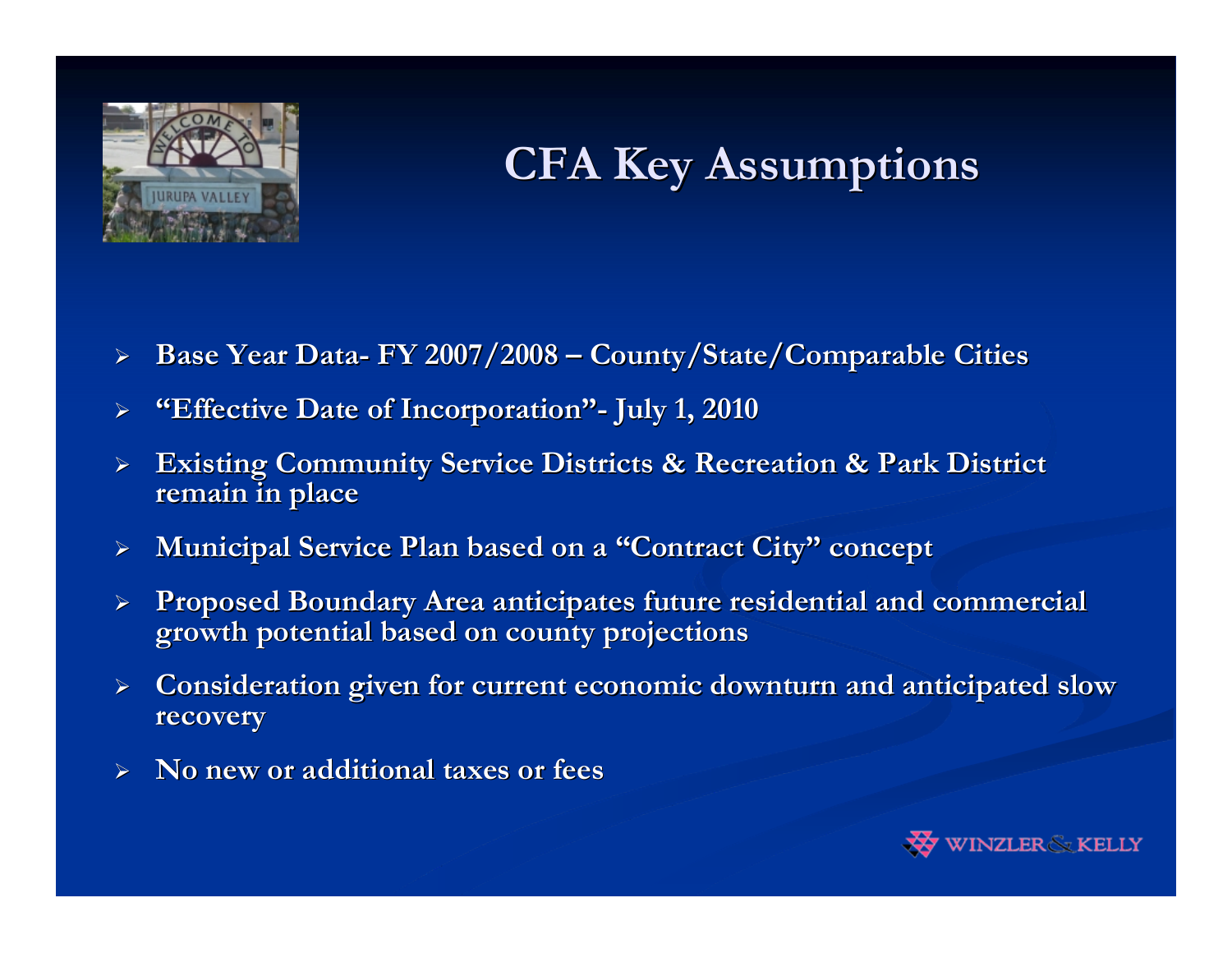# CFA Key Assumptions

- Base Year Data- FY 2007/2008 – County/State/Comparable Cities
- "Effective Date of Incorporation"- July 1, 2010
- Existing Community Service Districts & Recreation & Park District remain in place
- Municipal Service Plan based on a "Contract City" concept
- Proposed Boundary Area anticipates future residential and commercial growth potential based on county projections
- Consideration given for current economic downturn and anticipated slow recovery
- No new or additional taxes or fees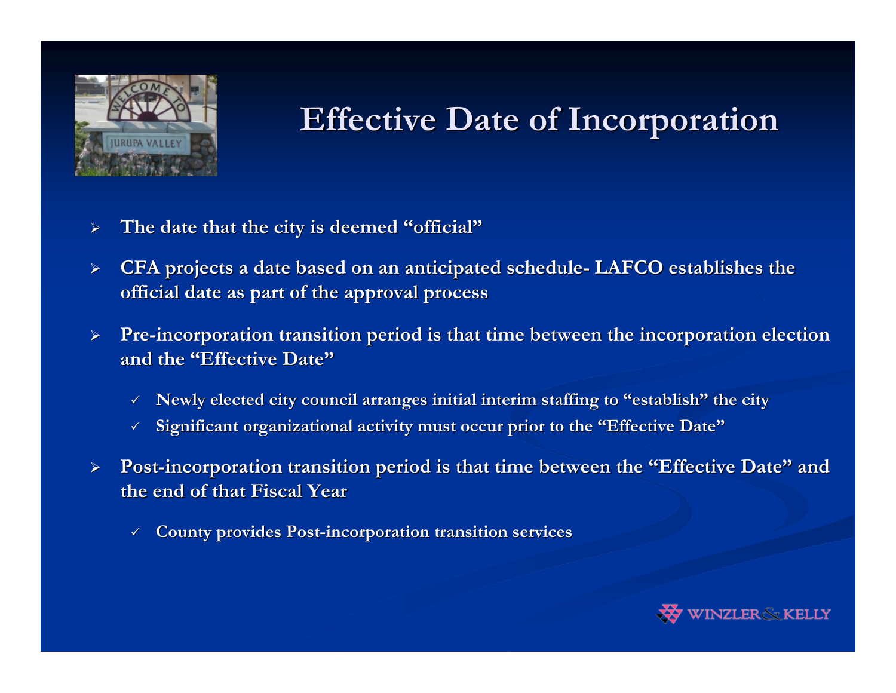# Effective Date of Incorporation

- The date that the city is deemed "official"
- CFA projects a date based on an anticipated schedule- LAFCO establishes the official date as part of the approval process
- Pre-incorporation transition period is that time between the incorporation election and the "Effective Date"
  - ✓ Newly elected city council arranges initial interim staffing to "establish" the city
  - ✓ Significant organizational activity must occur prior to the "Effective Date"
- Post-incorporation transition period is that time between the "Effective Date" and the end of that Fiscal Year
  - ✓ County provides Post-incorporation transition services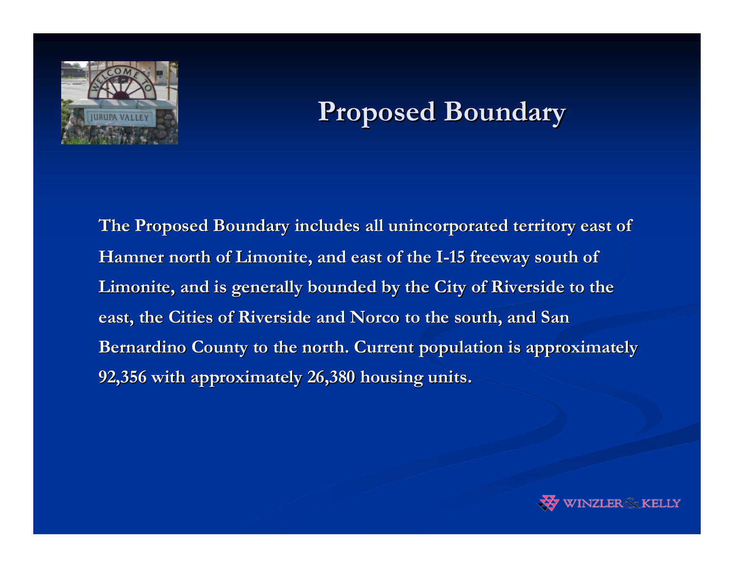# Proposed Boundary

**The Proposed Boundary includes all unincorporated territory east of Hamner north of Limonite, and east of the I-15 freeway south of Limonite, and is generally bounded by the City of Riverside to the east, the Cities of Riverside and Norco to the south, and San Bernardino County to the north. Current population is approximately 92,356 with approximately 26,380 housing units.**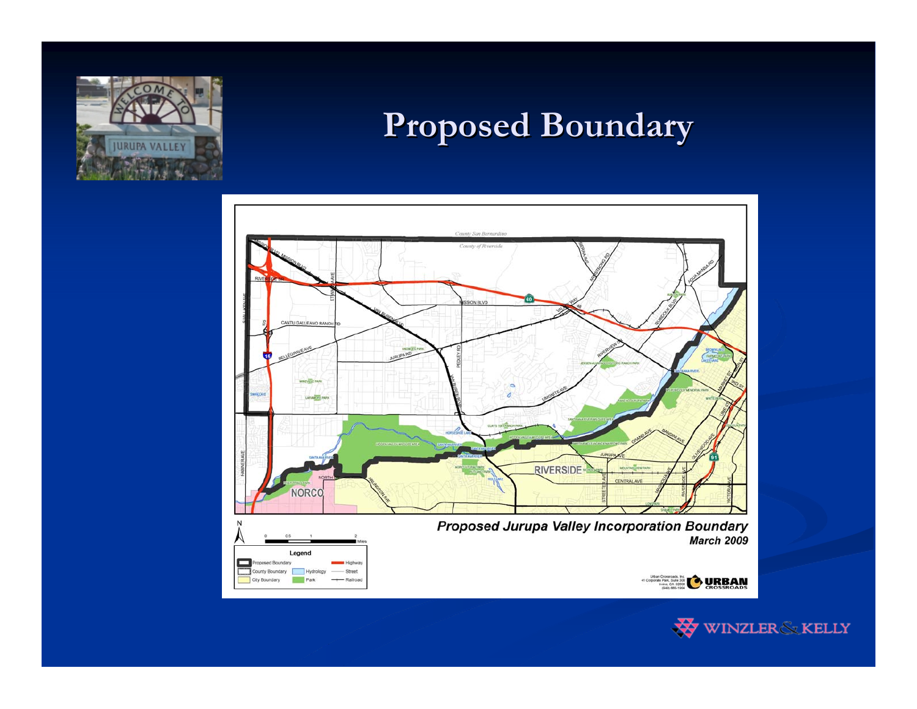# Proposed Boundary

**Proposed Jurupa Valley Incorporation Boundary**

**March 2009**

Legend

- Proposed Boundary
- County Boundary
- City Boundary
- Hydrology
- Park
- Highway
- Street
- Railroad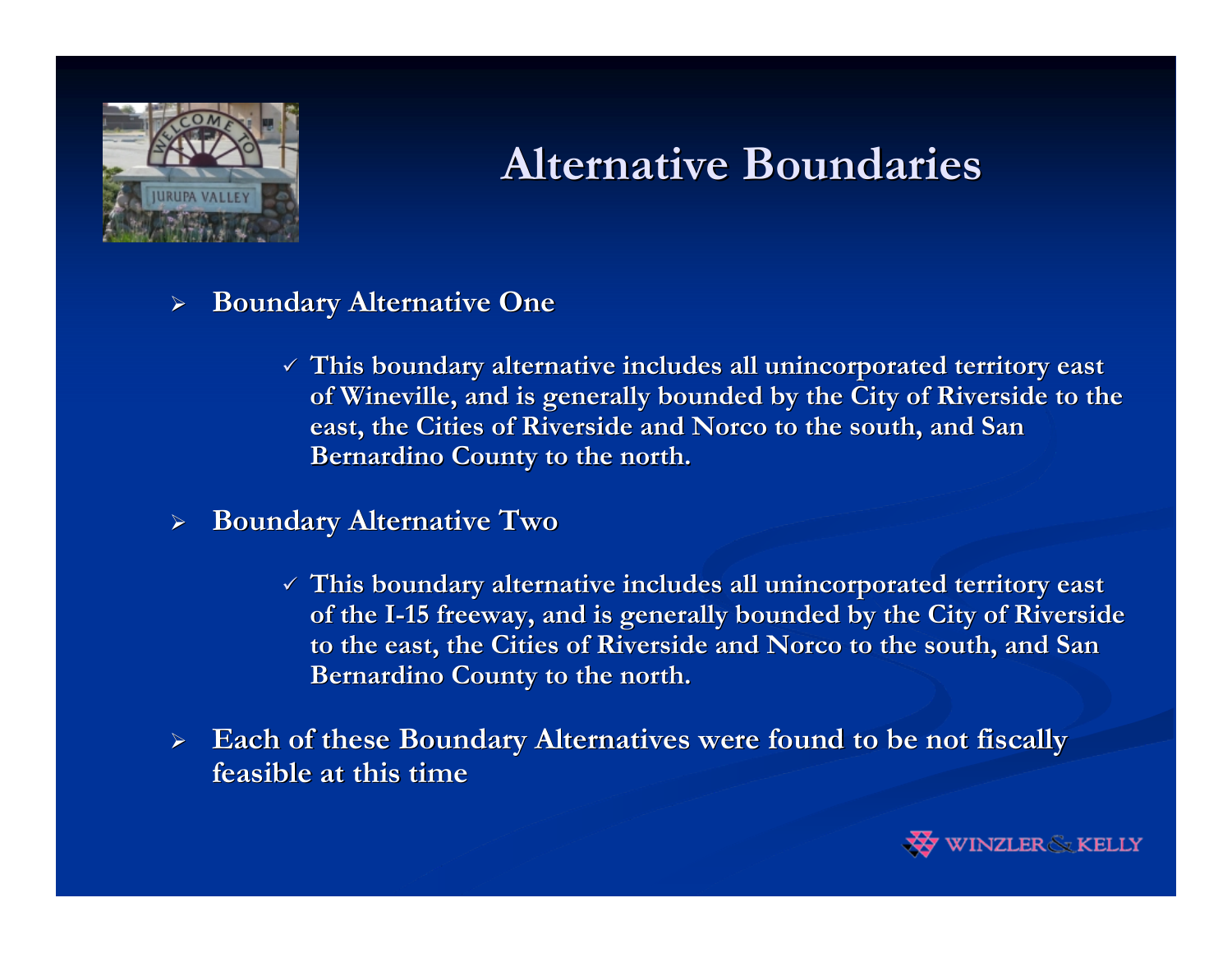# Alternative Boundaries

- **Boundary Alternative One**
  - ✓ **This boundary alternative includes all unincorporated territory east of Wineville, and is generally bounded by the City of Riverside to the east, the Cities of Riverside and Norco to the south, and San Bernardino County to the north.**
- **Boundary Alternative Two**
  - ✓ **This boundary alternative includes all unincorporated territory east of the I-15 freeway, and is generally bounded by the City of Riverside to the east, the Cities of Riverside and Norco to the south, and San Bernardino County to the north.**
- **Each of these Boundary Alternatives were found to be not fiscally feasible at this time**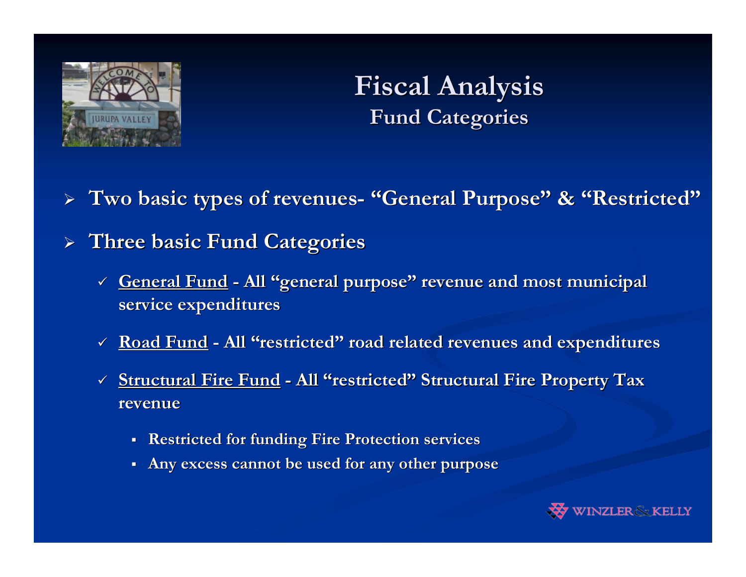# Fiscal Analysis
## Fund Categories

- **Two basic types of revenues- "General Purpose" & "Restricted"**
- **Three basic Fund Categories**
  - **General Fund - All "general purpose" revenue and most municipal service expenditures**
  - **Road Fund - All "restricted" road related revenues and expenditures**
  - **Structural Fire Fund - All "restricted" Structural Fire Property Tax revenue**
    - **Restricted for funding Fire Protection services**
    - **Any excess cannot be used for any other purpose**

WINZLER & KELLY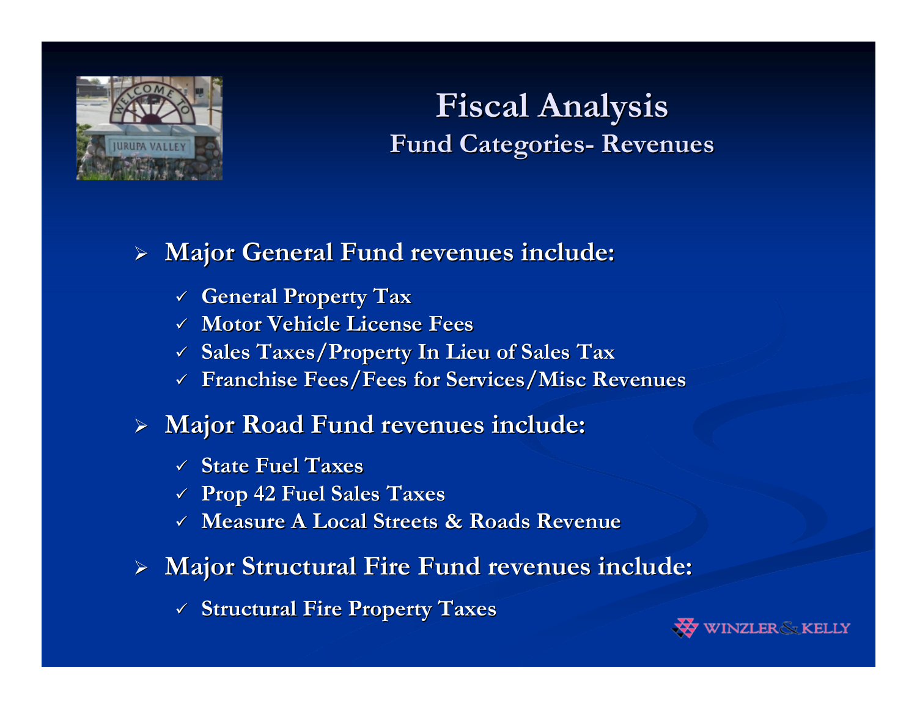# Fiscal Analysis

## Fund Categories- Revenues

- **Major General Fund revenues include:**
  - ✓ General Property Tax
  - ✓ Motor Vehicle License Fees
  - ✓ Sales Taxes/Property In Lieu of Sales Tax
  - ✓ Franchise Fees/Fees for Services/Misc Revenues
- **Major Road Fund revenues include:**
  - ✓ State Fuel Taxes
  - ✓ Prop 42 Fuel Sales Taxes
  - ✓ Measure A Local Streets & Roads Revenue
- **Major Structural Fire Fund revenues include:**
  - ✓ Structural Fire Property Taxes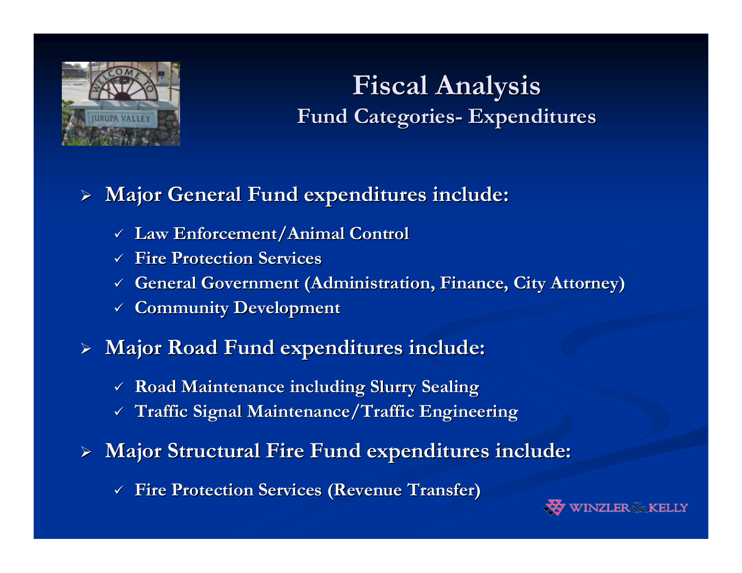# Fiscal Analysis

## Fund Categories- Expenditures

- **Major General Fund expenditures include:**
  - ✓ Law Enforcement/Animal Control
  - ✓ Fire Protection Services
  - ✓ General Government (Administration, Finance, City Attorney)
  - ✓ Community Development
- **Major Road Fund expenditures include:**
  - ✓ Road Maintenance including Slurry Sealing
  - ✓ Traffic Signal Maintenance/Traffic Engineering
- **Major Structural Fire Fund expenditures include:**
  - ✓ Fire Protection Services (Revenue Transfer)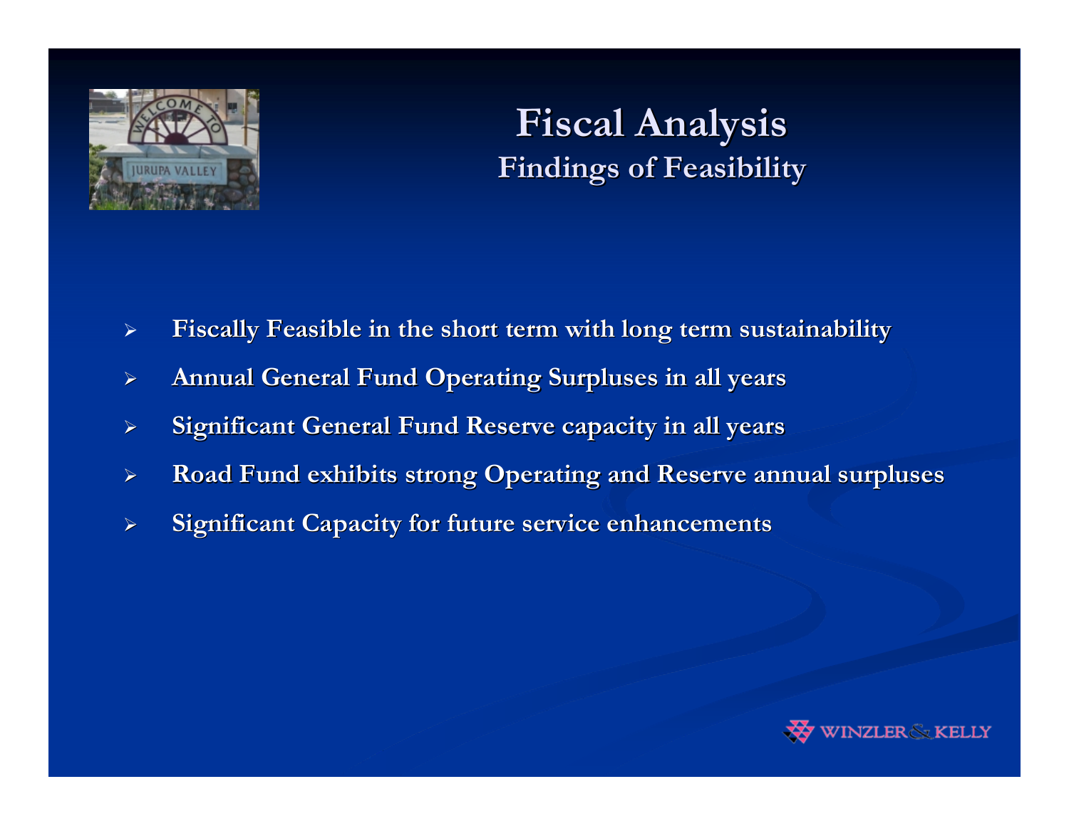# Fiscal Analysis

## Findings of Feasibility

- **Fiscally Feasible in the short term with long term sustainability**
- **Annual General Fund Operating Surpluses in all years**
- **Significant General Fund Reserve capacity in all years**
- **Road Fund exhibits strong Operating and Reserve annual surpluses**
- **Significant Capacity for future service enhancements**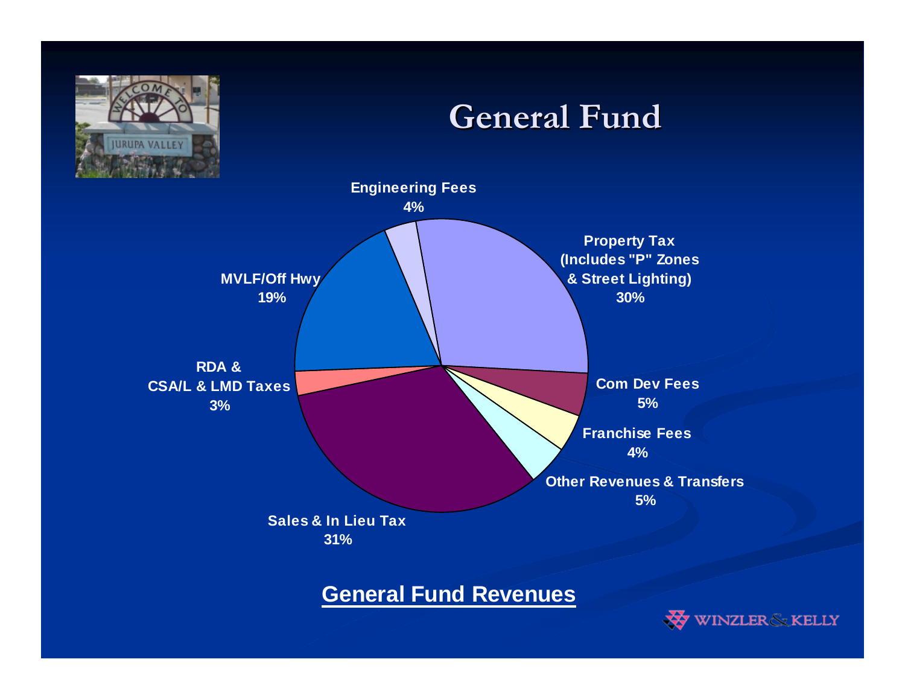# General Fund

| Revenue Source | Percentage |
| --- | --- |
| Engineering Fees | 4% |
| Property Tax (Includes "P" Zones & Street Lighting) | 30% |
| Com Dev Fees | 5% |
| Franchise Fees | 4% |
| Other Revenues & Transfers | 5% |
| Sales & In Lieu Tax | 31% |
| RDA & CSA/L & LMD Taxes | 3% |
| MVLF/Off Hwy | 19% |

**General Fund Revenues**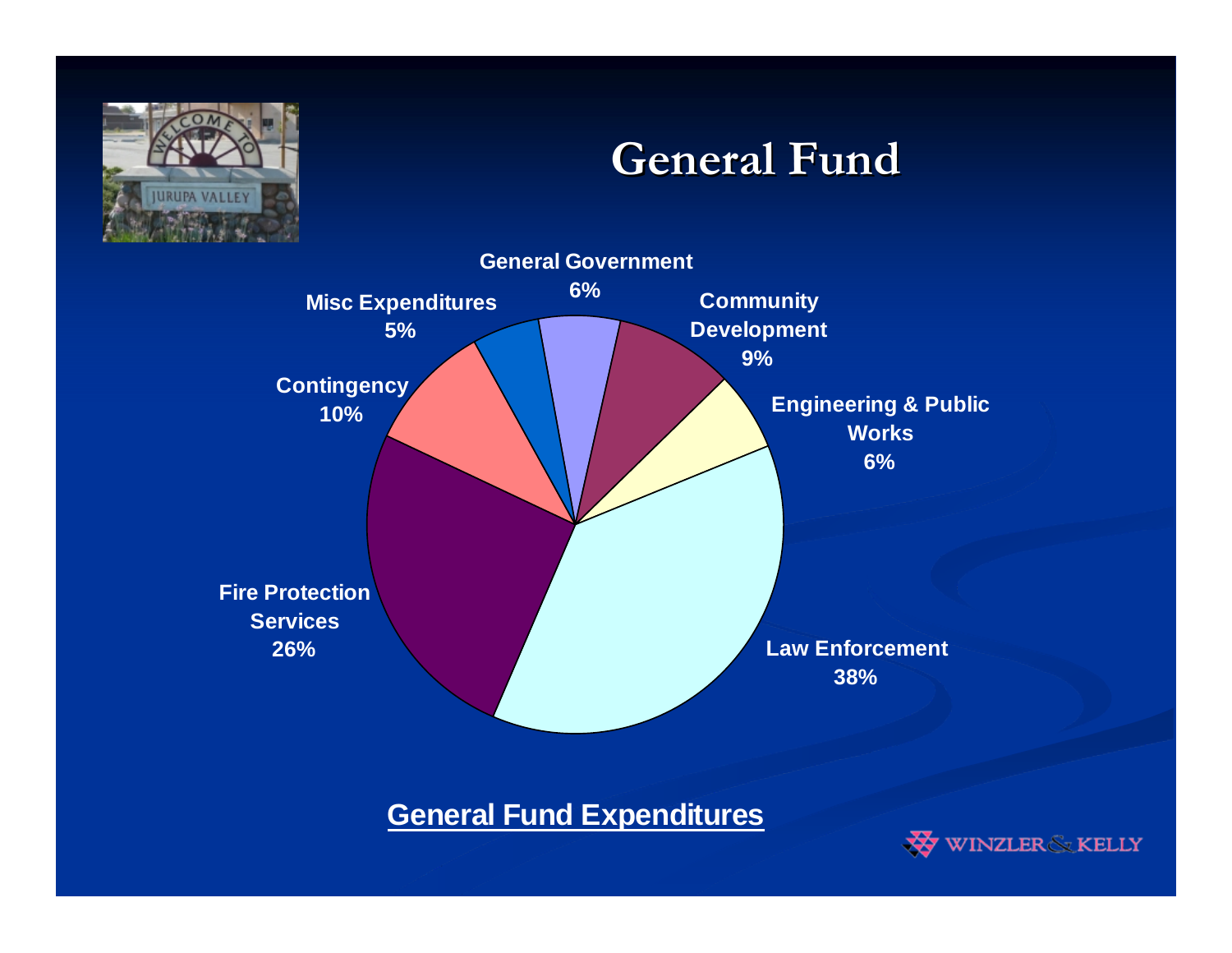# General Fund

| Category | Percentage |
| --- | --- |
| General Government | 6% |
| Community Development | 9% |
| Engineering & Public Works | 6% |
| Law Enforcement | 38% |
| Fire Protection Services | 26% |
| Contingency | 10% |
| Misc Expenditures | 5% |

**General Fund Expenditures**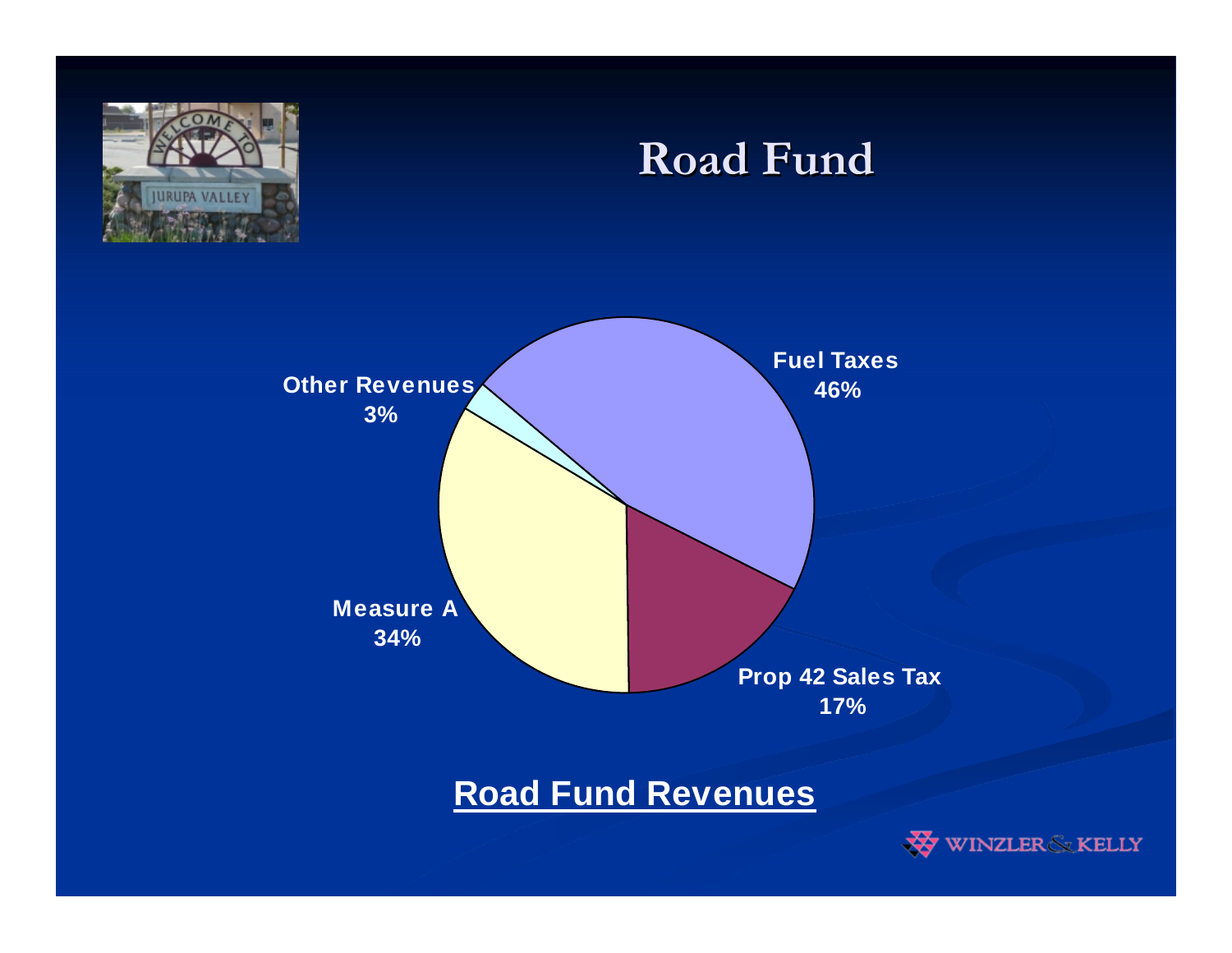# Road Fund

Fuel Taxes 46%

Prop 42 Sales Tax 17%

Measure A 34%

Other Revenues 3%

**Road Fund Revenues**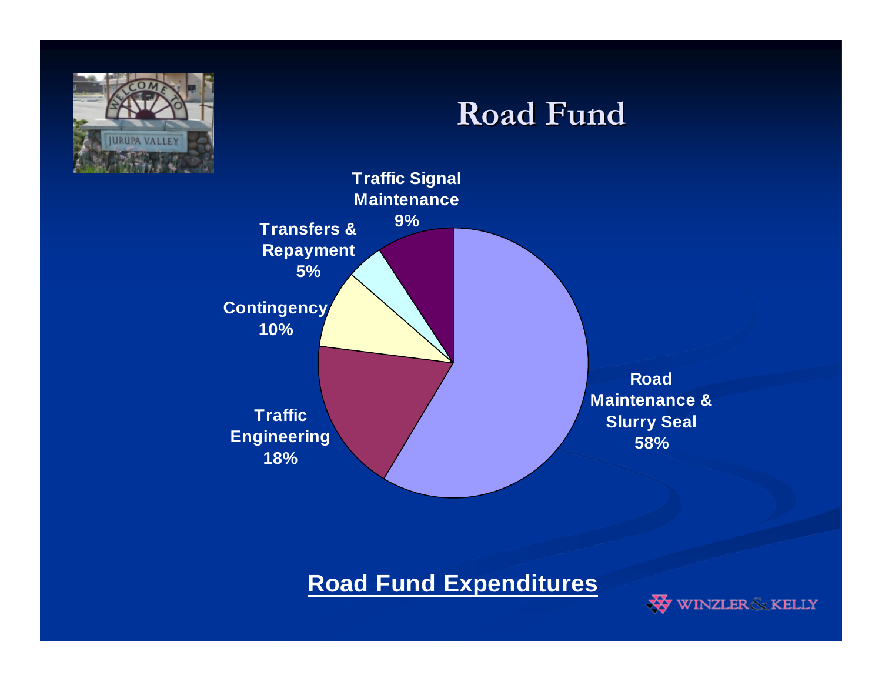# Road Fund

Traffic Signal Maintenance 9%

Transfers & Repayment 5%

Contingency 10%

Traffic Engineering 18%

Road Maintenance & Slurry Seal 58%

**Road Fund Expenditures**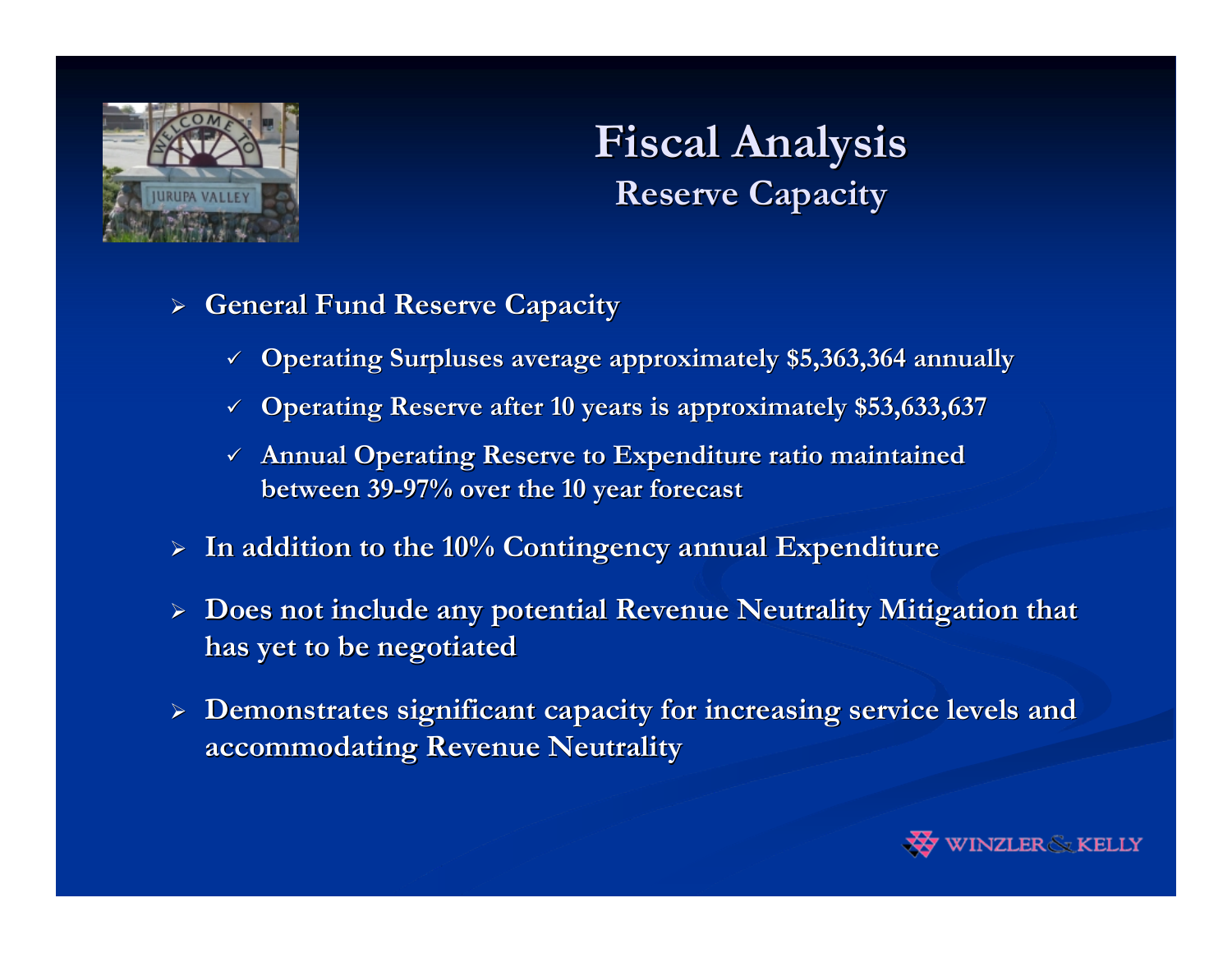# Fiscal Analysis
## Reserve Capacity

- **General Fund Reserve Capacity**
  - ✓ **Operating Surpluses average approximately $5,363,364 annually**
  - ✓ **Operating Reserve after 10 years is approximately $53,633,637**
  - ✓ **Annual Operating Reserve to Expenditure ratio maintained between 39-97% over the 10 year forecast**
- **In addition to the 10% Contingency annual Expenditure**
- **Does not include any potential Revenue Neutrality Mitigation that has yet to be negotiated**
- **Demonstrates significant capacity for increasing service levels and accommodating Revenue Neutrality**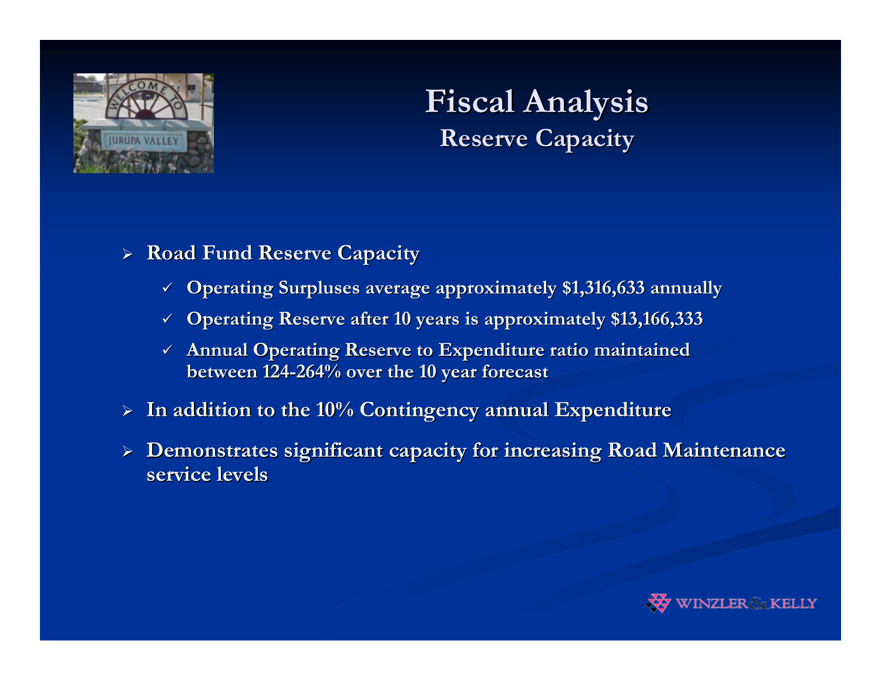# Fiscal Analysis

## Reserve Capacity

- **Road Fund Reserve Capacity**
  - ✓ **Operating Surpluses average approximately $1,316,633 annually**
  - ✓ **Operating Reserve after 10 years is approximately $13,166,333**
  - ✓ **Annual Operating Reserve to Expenditure ratio maintained between 124-264% over the 10 year forecast**
- **In addition to the 10% Contingency annual Expenditure**
- **Demonstrates significant capacity for increasing Road Maintenance service levels**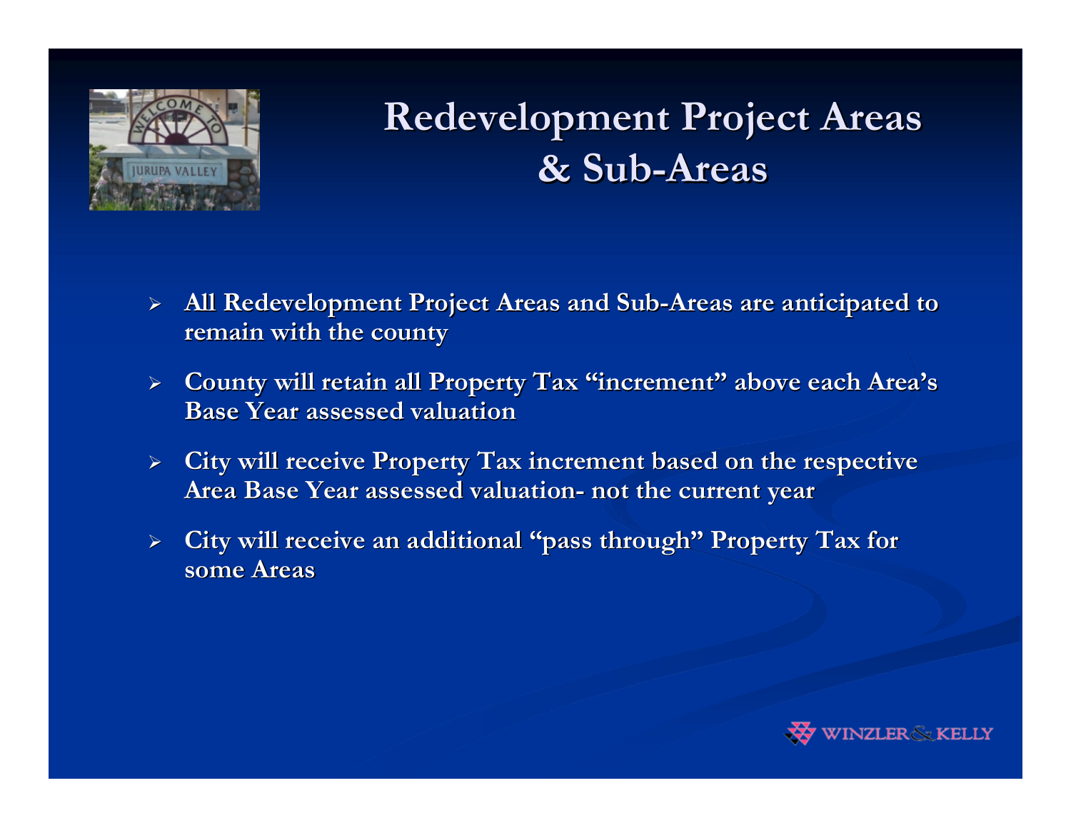# Redevelopment Project Areas & Sub-Areas

- **All Redevelopment Project Areas and Sub-Areas are anticipated to remain with the county**
- **County will retain all Property Tax "increment" above each Area's Base Year assessed valuation**
- **City will receive Property Tax increment based on the respective Area Base Year assessed valuation- not the current year**
- **City will receive an additional "pass through" Property Tax for some Areas**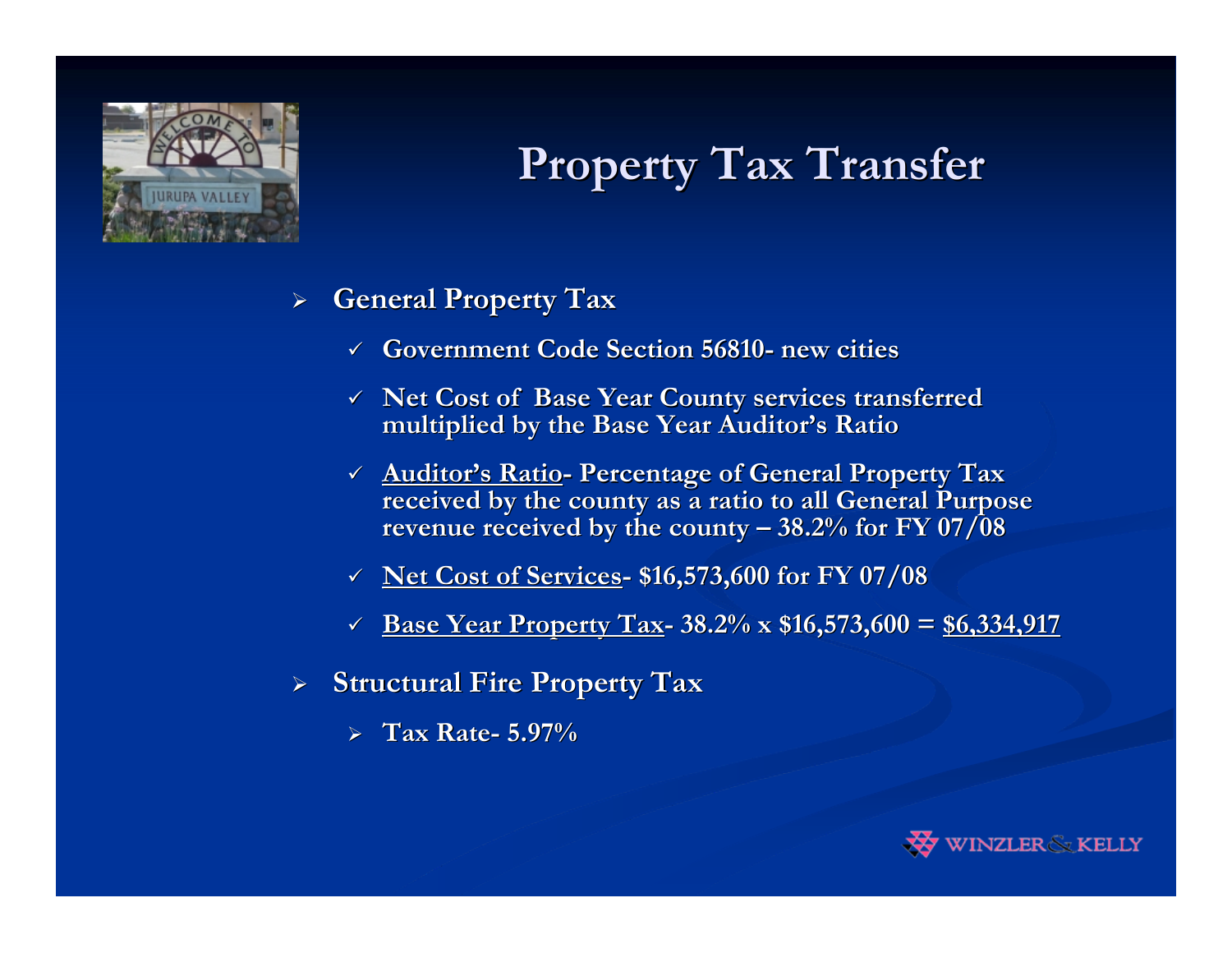# Property Tax Transfer

- **General Property Tax**
  - **Government Code Section 56810- new cities**
  - **Net Cost of Base Year County services transferred multiplied by the Base Year Auditor's Ratio**
  - **<u>Auditor's Ratio</u>- Percentage of General Property Tax received by the county as a ratio to all General Purpose revenue received by the county – 38.2% for FY 07/08**
  - **<u>Net Cost of Services</u>- $16,573,600 for FY 07/08**
  - **<u>Base Year Property Tax</u>- 38.2% x $16,573,600 = <u>$6,334,917</u>**
- **Structural Fire Property Tax**
  - **Tax Rate- 5.97%**

WINZLER & KELLY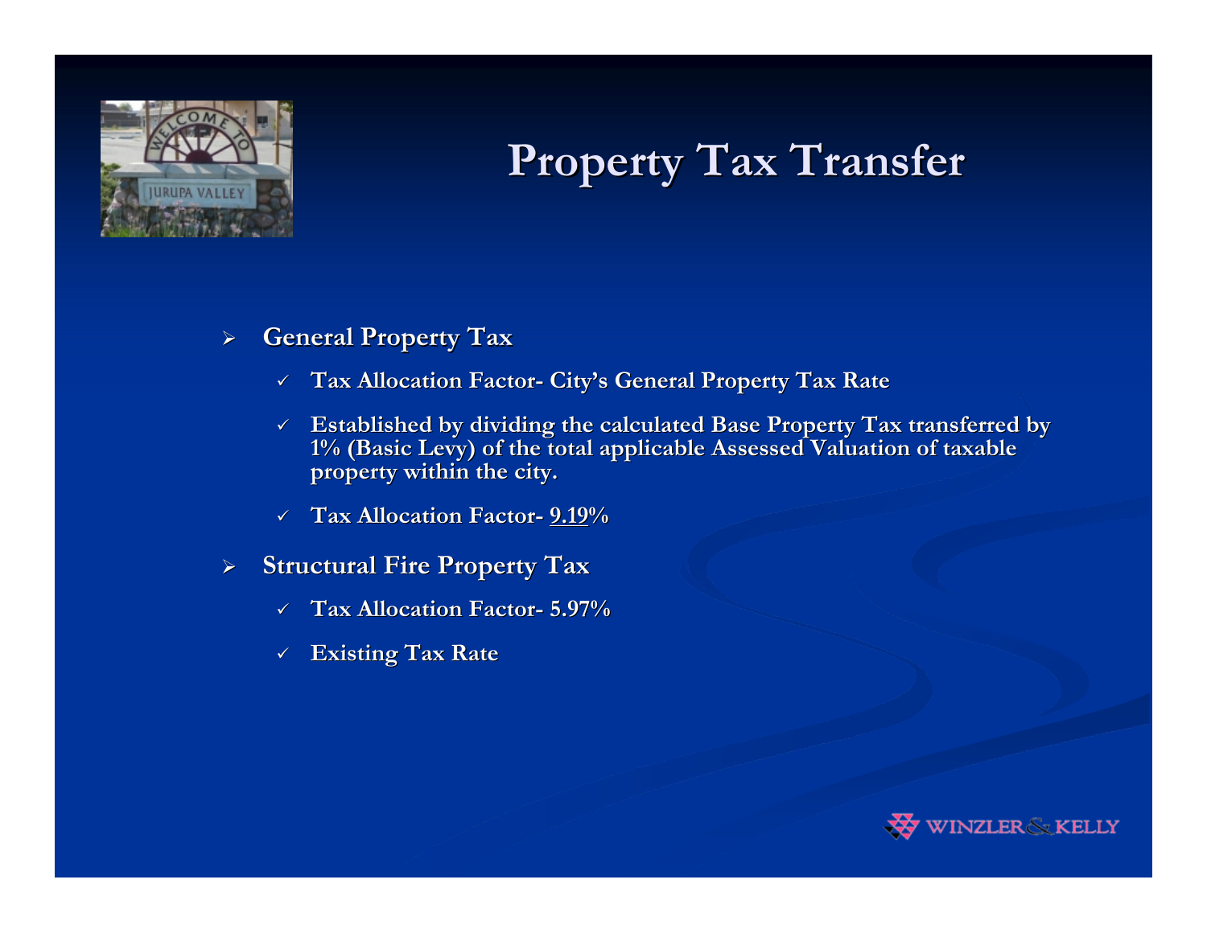# Property Tax Transfer

- **General Property Tax**
  - **Tax Allocation Factor- City's General Property Tax Rate**
  - **Established by dividing the calculated Base Property Tax transferred by 1% (Basic Levy) of the total applicable Assessed Valuation of taxable property within the city.**
  - **Tax Allocation Factor- 9.19%**
- **Structural Fire Property Tax**
  - **Tax Allocation Factor- 5.97%**
  - **Existing Tax Rate**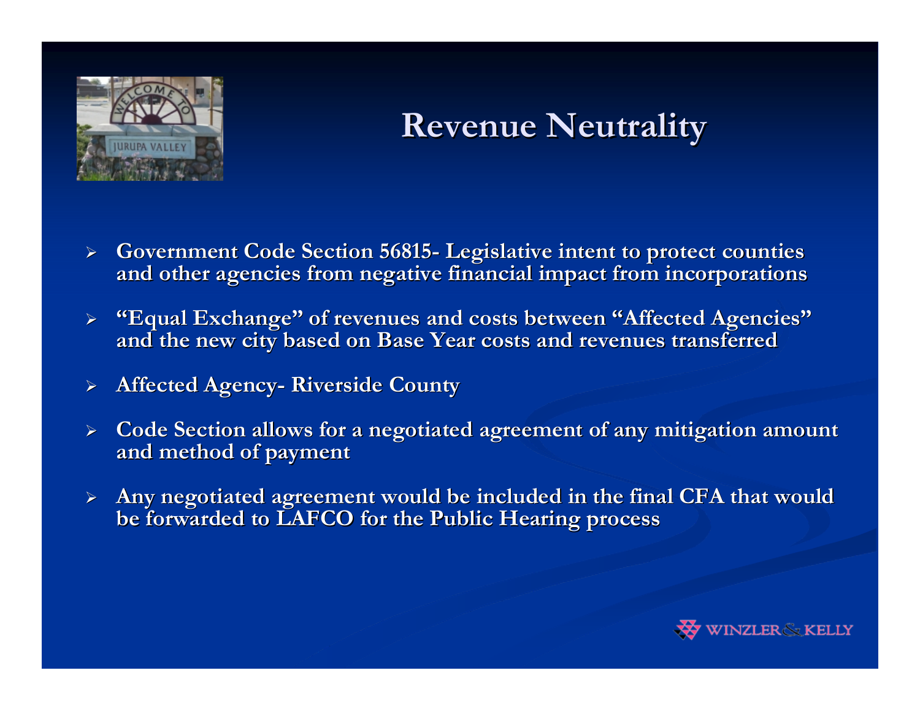# Revenue Neutrality

- Government Code Section 56815- Legislative intent to protect counties and other agencies from negative financial impact from incorporations
- "Equal Exchange" of revenues and costs between "Affected Agencies" and the new city based on Base Year costs and revenues transferred
- Affected Agency- Riverside County
- Code Section allows for a negotiated agreement of any mitigation amount and method of payment
- Any negotiated agreement would be included in the final CFA that would be forwarded to LAFCO for the Public Hearing process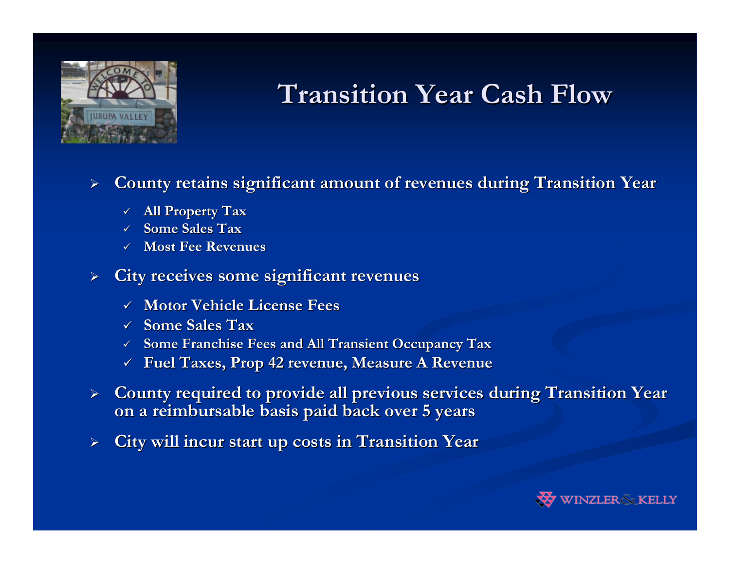# Transition Year Cash Flow

- County retains significant amount of revenues during Transition Year
  - All Property Tax
  - Some Sales Tax
  - Most Fee Revenues
- City receives some significant revenues
  - Motor Vehicle License Fees
  - Some Sales Tax
  - Some Franchise Fees and All Transient Occupancy Tax
  - Fuel Taxes, Prop 42 revenue, Measure A Revenue
- County required to provide all previous services during Transition Year on a reimbursable basis paid back over 5 years
- City will incur start up costs in Transition Year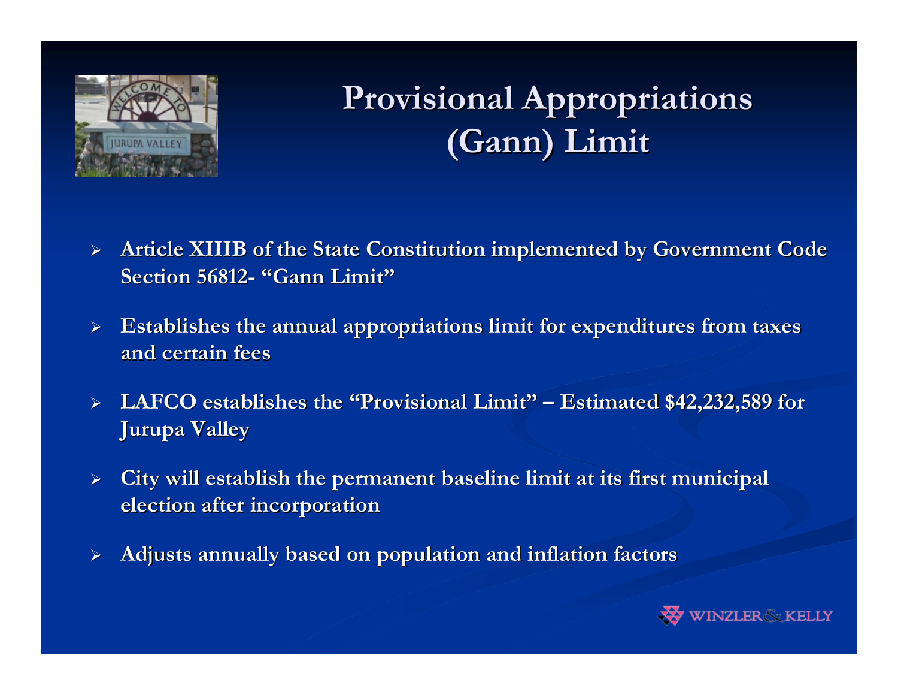# Provisional Appropriations (Gann) Limit

- Article XIIIB of the State Constitution implemented by Government Code Section 56812- "Gann Limit"
- Establishes the annual appropriations limit for expenditures from taxes and certain fees
- LAFCO establishes the "Provisional Limit" – Estimated $42,232,589 for Jurupa Valley
- City will establish the permanent baseline limit at its first municipal election after incorporation
- Adjusts annually based on population and inflation factors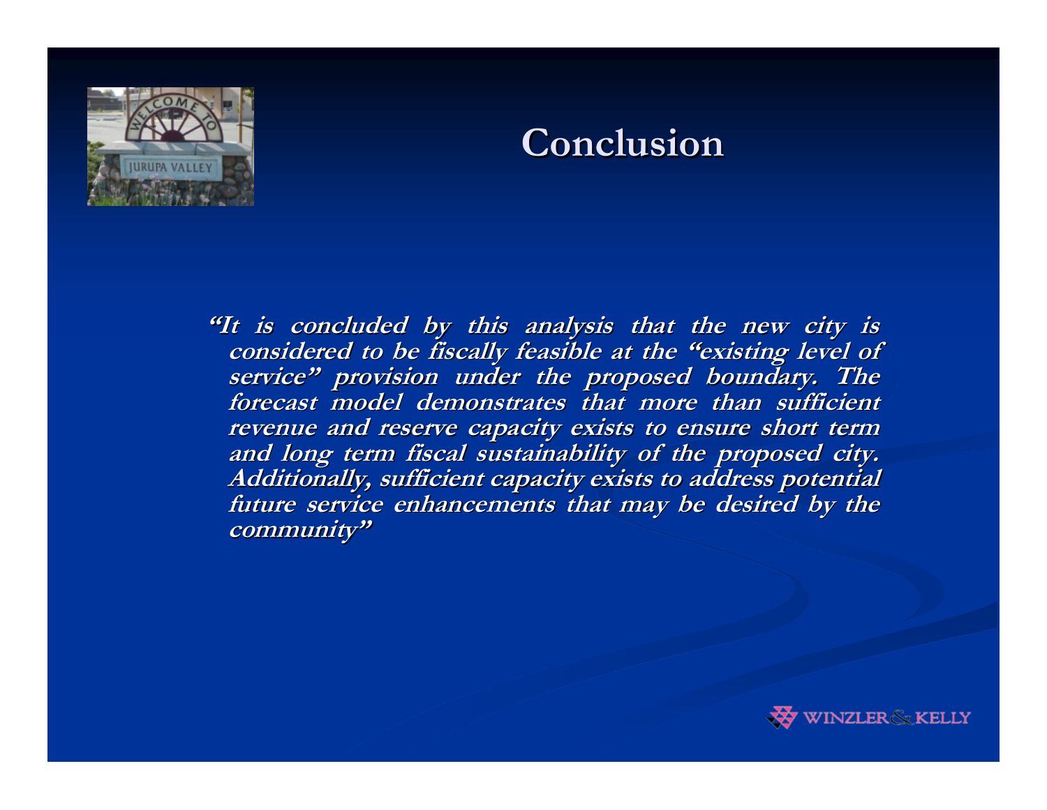# Conclusion

***"It is concluded by this analysis that the new city is considered to be fiscally feasible at the "existing level of service" provision under the proposed boundary. The forecast model demonstrates that more than sufficient revenue and reserve capacity exists to ensure short term and long term fiscal sustainability of the proposed city. Additionally, sufficient capacity exists to address potential future service enhancements that may be desired by the community"***

WINZLER & KELLY